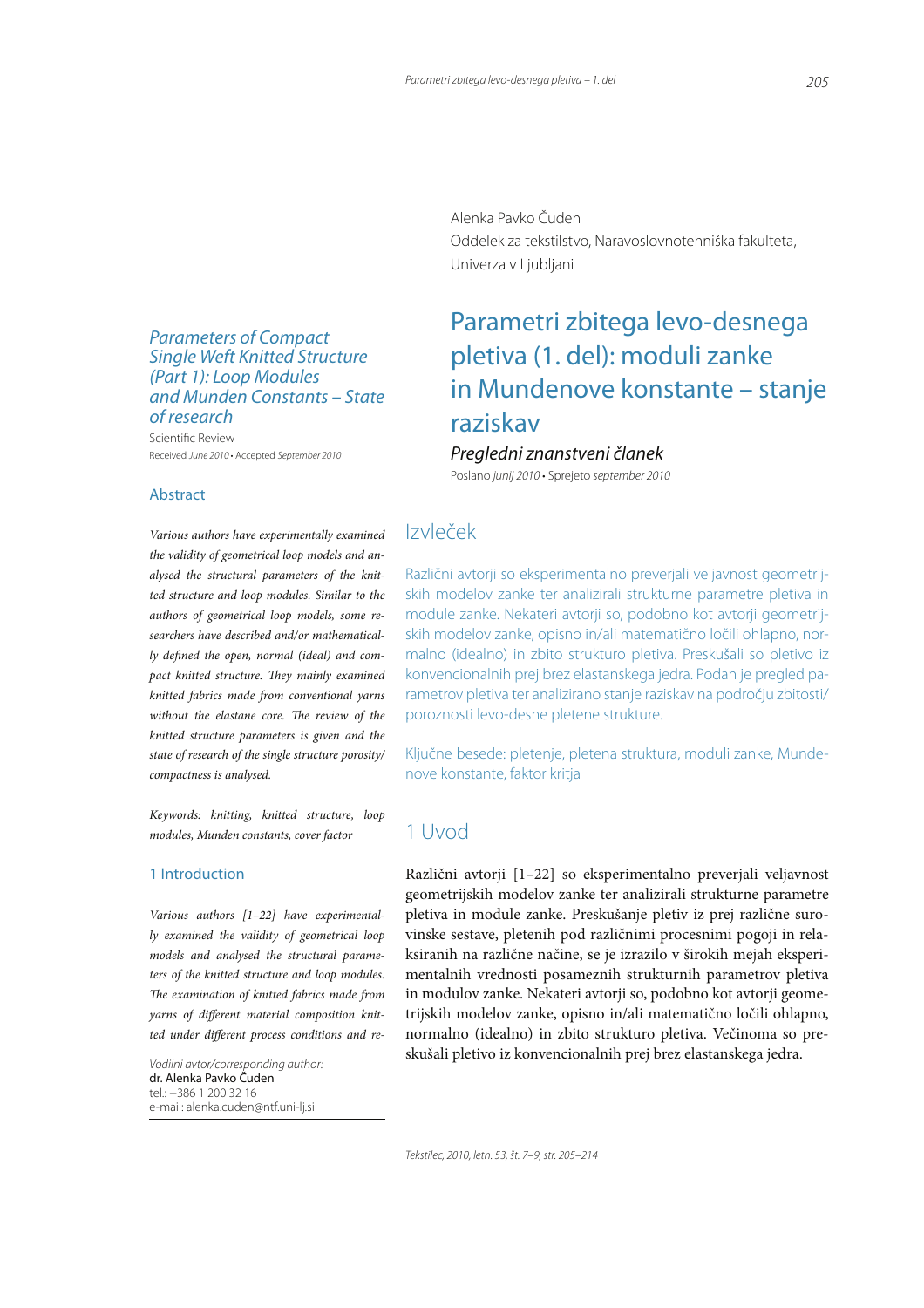Alenka Pavko Čuden
Oddelek za tekstilstvo, Naravoslovnotehniška fakulteta,
Univerza v Ljubljani

# Parametri zbitega levo-desnega pletiva (1. del): moduli zanke in Mundenove konstante – stanje raziskav

*Pregledni znanstveni članek*

Poslano *junij 2010* • Sprejeto *september 2010*

## Izvleček

Različni avtorji so eksperimentalno preverjali veljavnost geometrijskih modelov zanke ter analizirali strukturne parametre pletiva in module zanke. Nekateri avtorji so, podobno kot avtorji geometrijskih modelov zanke, opisno in/ali matematično ločili ohlapno, normalno (idealno) in zbito strukturo pletiva. Preskušali so pletivo iz konvencionalnih prej brez elastanskega jedra. Podan je pregled parametrov pletiva ter analizirano stanje raziskav na področju zbitosti/poroznosti levo-desne pletene strukture.

Ključne besede: pletenje, pletena struktura, moduli zanke, Mundenove konstante, faktor kritja

## 1 Uvod

Različni avtorji [1–22] so eksperimentalno preverjali veljavnost geometrijskih modelov zanke ter analizirali strukturne parametre pletiva in module zanke. Preskušanje pletiv iz prej različne surovinske sestave, pletenih pod različnimi procesnimi pogoji in relaksiranih na različne načine, se je izrazilo v širokih mejah eksperimentalnih vrednosti posameznih strukturnih parametrov pletiva in modulov zanke. Nekateri avtorji so, podobno kot avtorji geometrijskih modelov zanke, opisno in/ali matematično ločili ohlapno, normalno (idealno) in zbito strukturo pletiva. Večinoma so preskušali pletivo iz konvencionalnih prej brez elastanskega jedra.

*Parameters of Compact Single Weft Knitted Structure (Part 1): Loop Modules and Munden Constants – State of research*

Scientific Review

Received *June 2010* • Accepted *September 2010*

## Abstract

*Various authors have experimentally examined the validity of geometrical loop models and analysed the structural parameters of the knitted structure and loop modules. Similar to the authors of geometrical loop models, some researchers have described and/or mathematically defined the open, normal (ideal) and compact knitted structure. They mainly examined knitted fabrics made from conventional yarns without the elastane core. The review of the knitted structure parameters is given and the state of research of the single structure porosity/compactness is analysed.*

*Keywords: knitting, knitted structure, loop modules, Munden constants, cover factor*

## 1 Introduction

*Various authors [1–22] have experimentally examined the validity of geometrical loop models and analysed the structural parameters of the knitted structure and loop modules. The examination of knitted fabrics made from yarns of different material composition knitted under different process conditions and re-*

*Vodilni avtor/corresponding author:*
dr. Alenka Pavko Čuden
tel.: +386 1 200 32 16
e-mail: alenka.cuden@ntf.uni-lj.si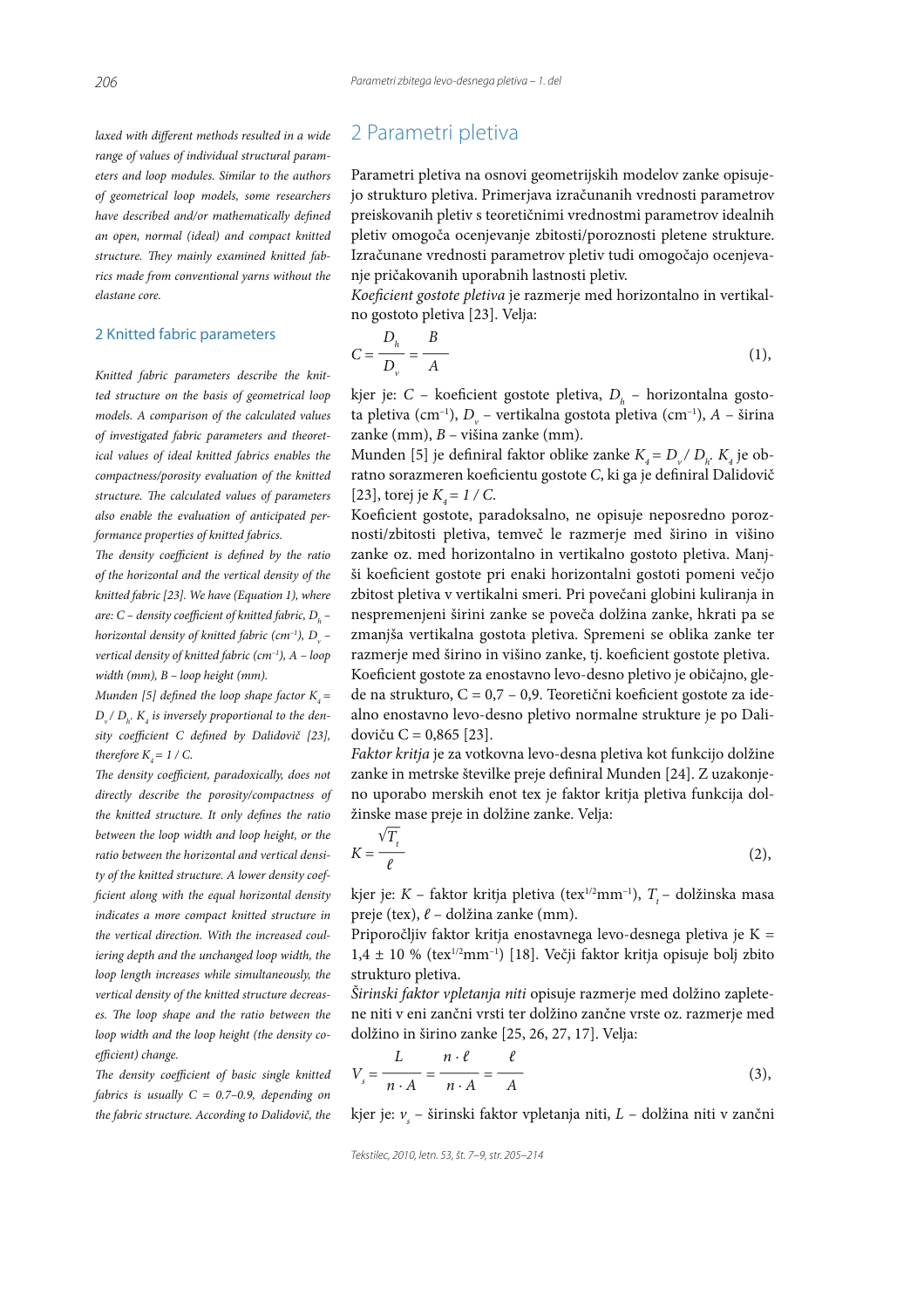*laxed with different methods resulted in a wide range of values of individual structural parameters and loop modules. Similar to the authors of geometrical loop models, some researchers have described and/or mathematically defined an open, normal (ideal) and compact knitted structure. They mainly examined knitted fabrics made from conventional yarns without the elastane core.*

## 2 Knitted fabric parameters

*Knitted fabric parameters describe the knitted structure on the basis of geometrical loop models. A comparison of the calculated values of investigated fabric parameters and theoretical values of ideal knitted fabrics enables the compactness/porosity evaluation of the knitted structure. The calculated values of parameters also enable the evaluation of anticipated performance properties of knitted fabrics.*

*The density coefficient is defined by the ratio of the horizontal and the vertical density of the knitted fabric [23]. We have (Equation 1), where are: C – density coefficient of knitted fabric, $D_h$ – horizontal density of knitted fabric (cm$^{-1}$), $D_v$ – vertical density of knitted fabric (cm$^{-1}$), A – loop width (mm), B – loop height (mm).*

*Munden [5] defined the loop shape factor $K_4 = D_v / D_h$. $K_4$ is inversely proportional to the density coefficient C defined by Dalidovič [23], therefore $K_4 = 1 / C$.*

*The density coefficient, paradoxically, does not directly describe the porosity/compactness of the knitted structure. It only defines the ratio between the loop width and loop height, or the ratio between the horizontal and vertical density of the knitted structure. A lower density coefficient along with the equal horizontal density indicates a more compact knitted structure in the vertical direction. With the increased coulering depth and the unchanged loop width, the loop length increases while simultaneously, the vertical density of the knitted structure decreases. The loop shape and the ratio between the loop width and the loop height (the density coefficient) change.*

*The density coefficient of basic single knitted fabrics is usually C = 0.7–0.9, depending on the fabric structure. According to Dalidovič, the*

## 2 Parametri pletiva

Parametri pletiva na osnovi geometrijskih modelov zanke opisujejo strukturo pletiva. Primerjava izračunanih vrednosti parametrov preiskovanih pletiv s teoretičnimi vrednostmi parametrov idealnih pletiv omogoča ocenjevanje zbitosti/poroznosti pletene strukture. Izračunane vrednosti parametrov pletiv tudi omogočajo ocenjevanje pričakovanih uporabnih lastnosti pletiv.

*Koeficient gostote pletiva* je razmerje med horizontalno in vertikalno gostoto pletiva [23]. Velja:

$$C = \frac{D_h}{D_v} = \frac{B}{A} \tag{1}$$

kjer je: $C$ – koeficient gostote pletiva, $D_h$ – horizontalna gostota pletiva (cm$^{-1}$), $D_v$ – vertikalna gostota pletiva (cm$^{-1}$), $A$ – širina zanke (mm), $B$ – višina zanke (mm).

Munden [5] je definiral faktor oblike zanke $K_4 = D_v / D_h$. $K_4$ je obratno sorazmeren koeficientu gostote $C$, ki ga je definiral Dalidovič [23], torej je $K_4 = 1 / C$.

Koeficient gostote, paradoksalno, ne opisuje neposredno poroznosti/zbitosti pletiva, temveč le razmerje med širino in višino zanke oz. med horizontalno in vertikalno gostoto pletiva. Manjši koeficient gostote pri enaki horizontalni gostoti pomeni večjo zbitost pletiva v vertikalni smeri. Pri povečani globini kuliranja in nespremenjeni širini zanke se poveča dolžina zanke, hkrati pa se zmanjša vertikalna gostota pletiva. Spremeni se oblika zanke ter razmerje med širino in višino zanke, tj. koeficient gostote pletiva.

Koeficient gostote za enostavno levo-desno pletivo je običajno, glede na strukturo, C = 0,7 – 0,9. Teoretični koeficient gostote za idealno enostavno levo-desno pletivo normalne strukture je po Dalidoviču C = 0,865 [23].

*Faktor kritja* je za votkovna levo-desna pletiva kot funkcijo dolžine zanke in metrske številke preje definiral Munden [24]. Z uzakonjeno uporabo merskih enot tex je faktor kritja pletiva funkcija dolžinske mase preje in dolžine zanke. Velja:

$$K = \frac{\sqrt{T_t}}{\ell} \tag{2}$$

kjer je: $K$ – faktor kritja pletiva (tex$^{1/2}$mm$^{-1}$), $T_t$ – dolžinska masa preje (tex), $\ell$ – dolžina zanke (mm).

Priporočljiv faktor kritja enostavnega levo-desnega pletiva je K = 1,4 ± 10 % (tex$^{1/2}$mm$^{-1}$) [18]. Večji faktor kritja opisuje bolj zbito strukturo pletiva.

*Širinski faktor vpletanja niti* opisuje razmerje med dolžino zapletene niti v eni zančni vrsti ter dolžino zančne vrste oz. razmerje med dolžino in širino zanke [25, 26, 27, 17]. Velja:

$$V_s = \frac{L}{n \cdot A} = \frac{n \cdot \ell}{n \cdot A} = \frac{\ell}{A} \tag{3}$$

kjer je: $v_s$ – širinski faktor vpletanja niti, $L$ – dolžina niti v zančni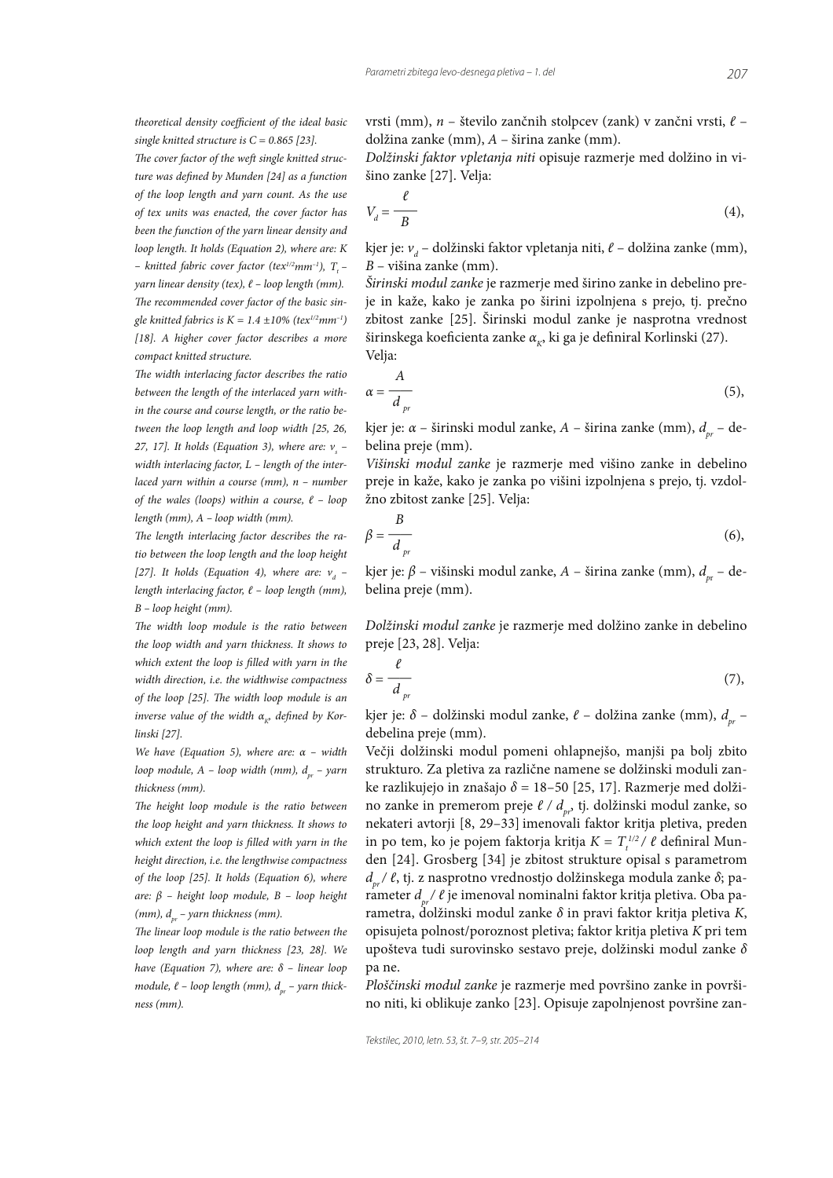*theoretical density coefficient of the ideal basic single knitted structure is C = 0.865 [23].*

*The cover factor of the weft single knitted structure was defined by Munden [24] as a function of the loop length and yarn count. As the use of tex units was enacted, the cover factor has been the function of the yarn linear density and loop length. It holds (Equation 2), where are: K – knitted fabric cover factor ($tex^{1/2}mm^{-1}$), $T_t$ – yarn linear density (tex), ℓ – loop length (mm). The recommended cover factor of the basic single knitted fabrics is K = 1.4 ±10% ($tex^{1/2}mm^{-1}$) [18]. A higher cover factor describes a more compact knitted structure.*

*The width interlacing factor describes the ratio between the length of the interlaced yarn within the course and course length, or the ratio between the loop length and loop width [25, 26, 27, 17]. It holds (Equation 3), where are: $v_s$ – width interlacing factor, L – length of the interlaced yarn within a course (mm), n – number of the wales (loops) within a course, ℓ – loop length (mm), A – loop width (mm).*

*The length interlacing factor describes the ratio between the loop length and the loop height [27]. It holds (Equation 4), where are: $v_d$ – length interlacing factor, ℓ – loop length (mm), B – loop height (mm).*

*The width loop module is the ratio between the loop width and yarn thickness. It shows to which extent the loop is filled with yarn in the width direction, i.e. the widthwise compactness of the loop [25]. The width loop module is an inverse value of the width $\alpha_K$, defined by Korlinski [27].*

*We have (Equation 5), where are: α – width loop module, A – loop width (mm), $d_{pr}$ – yarn thickness (mm).*

*The height loop module is the ratio between the loop height and yarn thickness. It shows to which extent the loop is filled with yarn in the height direction, i.e. the lengthwise compactness of the loop [25]. It holds (Equation 6), where are: β – height loop module, B – loop height (mm), $d_{pr}$ – yarn thickness (mm).*

*The linear loop module is the ratio between the loop length and yarn thickness [23, 28]. We have (Equation 7), where are: δ – linear loop module, ℓ – loop length (mm), $d_{pr}$ – yarn thickness (mm).*

vrsti (mm), $n$ – število zančnih stolpcev (zank) v zančni vrsti, $\ell$ – dolžina zanke (mm), $A$ – širina zanke (mm).

*Dolžinski faktor vpletanja niti* opisuje razmerje med dolžino in višino zanke [27]. Velja:

$$V_d = \frac{\ell}{B} \tag{4}$$

kjer je: $v_d$ – dolžinski faktor vpletanja niti, $\ell$ – dolžina zanke (mm), $B$ – višina zanke (mm).

*Širinski modul zanke* je razmerje med širino zanke in debelino preje in kaže, kako je zanka po širini izpolnjena s prejo, tj. prečno zbitost zanke [25]. Širinski modul zanke je nasprotna vrednost širinskega koeficienta zanke $\alpha_K$, ki ga je definiral Korlinski (27). Velja:

$$\alpha = \frac{A}{d_{pr}} \tag{5}$$

kjer je: $\alpha$ – širinski modul zanke, $A$ – širina zanke (mm), $d_{pr}$ – debelina preje (mm).

*Višinski modul zanke* je razmerje med višino zanke in debelino preje in kaže, kako je zanka po višini izpolnjena s prejo, tj. vzdolžno zbitost zanke [25]. Velja:

$$\beta = \frac{B}{d_{pr}} \tag{6}$$

kjer je: $\beta$ – višinski modul zanke, $A$ – širina zanke (mm), $d_{pr}$ – debelina preje (mm).

*Dolžinski modul zanke* je razmerje med dolžino zanke in debelino preje [23, 28]. Velja:

$$\delta = \frac{\ell}{d_{pr}} \tag{7}$$

kjer je: $\delta$ – dolžinski modul zanke, $\ell$ – dolžina zanke (mm), $d_{pr}$ – debelina preje (mm).

Večji dolžinski modul pomeni ohlapnejšo, manjši pa bolj zbito strukturo. Za pletiva za različne namene se dolžinski moduli zanke razlikujejo in znašajo $\delta$ = 18–50 [25, 17]. Razmerje med dolžino zanke in premerom preje $\ell / d_{pr}$, tj. dolžinski modul zanke, so nekateri avtorji [8, 29–33] imenovali faktor kritja pletiva, preden in po tem, ko je pojem faktorja kritja $K = T_t^{1/2} / \ell$ definiral Munden [24]. Grosberg [34] je zbitost strukture opisal s parametrom $d_{pr} / \ell$, tj. z nasprotno vrednostjo dolžinskega modula zanke $\delta$; parameter $d_{pr} / \ell$ je imenoval nominalni faktor kritja pletiva. Oba parametra, dolžinski modul zanke $\delta$ in pravi faktor kritja pletiva $K$, opisujeta polnost/poroznost pletiva; faktor kritja pletiva $K$ pri tem upošteva tudi surovinsko sestavo preje, dolžinski modul zanke $\delta$ pa ne.

*Ploščinski modul zanke* je razmerje med površino zanke in površino niti, ki oblikuje zanko [23]. Opisuje zapolnjenost površine zan-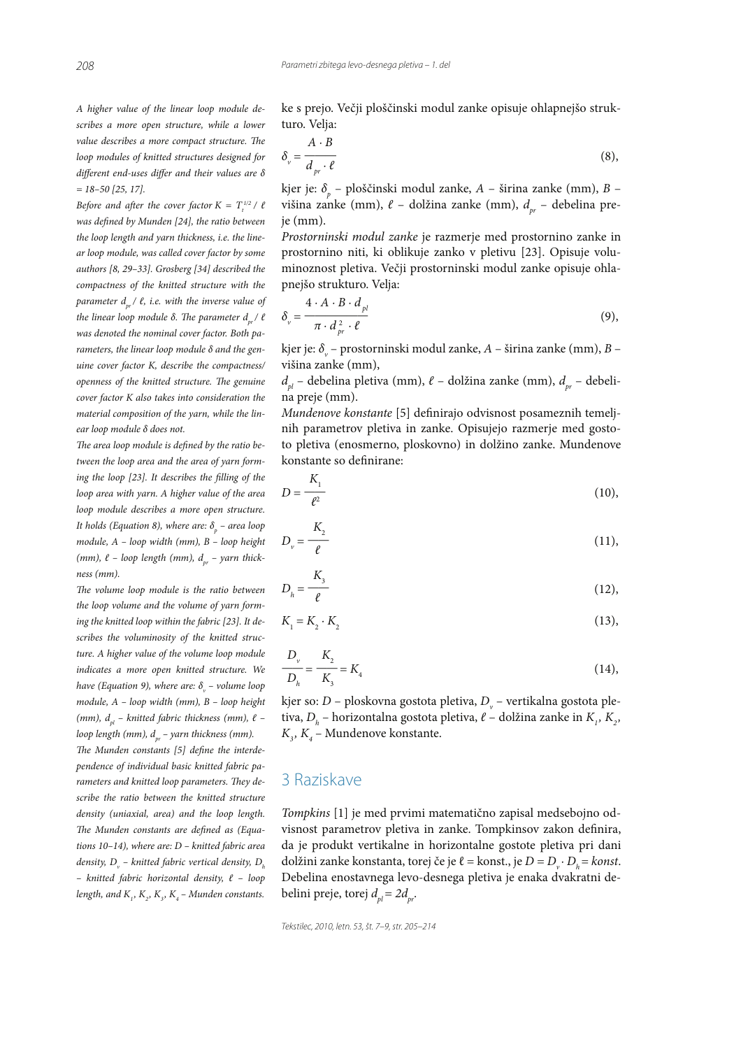*A higher value of the linear loop module describes a more open structure, while a lower value describes a more compact structure. The loop modules of knitted structures designed for different end-uses differ and their values are δ = 18–50 [25, 17].*

*Before and after the cover factor $K = T_t^{1/2} / \ell$ was defined by Munden [24], the ratio between the loop length and yarn thickness, i.e. the linear loop module, was called cover factor by some authors [8, 29–33]. Grosberg [34] described the compactness of the knitted structure with the parameter $d_{pr} / \ell$, i.e. with the inverse value of the linear loop module δ. The parameter $d_{pr} / \ell$ was denoted the nominal cover factor. Both parameters, the linear loop module δ and the genuine cover factor K, describe the compactness/openness of the knitted structure. The genuine cover factor K also takes into consideration the material composition of the yarn, while the linear loop module δ does not.*

*The area loop module is defined by the ratio between the loop area and the area of yarn forming the loop [23]. It describes the filling of the loop area with yarn. A higher value of the area loop module describes a more open structure. It holds (Equation 8), where are: $\delta_p$ – area loop module, A – loop width (mm), B – loop height (mm), ℓ – loop length (mm), $d_{pr}$ – yarn thickness (mm).*

*The volume loop module is the ratio between the loop volume and the volume of yarn forming the knitted loop within the fabric [23]. It describes the voluminosity of the knitted structure. A higher value of the volume loop module indicates a more open knitted structure. We have (Equation 9), where are: $\delta_v$ – volume loop module, A – loop width (mm), B – loop height (mm), $d_{pl}$ – knitted fabric thickness (mm), ℓ – loop length (mm), $d_{pr}$ – yarn thickness (mm).*

*The Munden constants [5] define the interdependence of individual basic knitted fabric parameters and knitted loop parameters. They describe the ratio between the knitted structure density (uniaxial, area) and the loop length. The Munden constants are defined as (Equations 10–14), where are: D – knitted fabric area density, $D_v$ – knitted fabric vertical density, $D_h$ – knitted fabric horizontal density, ℓ – loop length, and $K_1$, $K_2$, $K_3$, $K_4$ – Munden constants.*

ke s prejo. Večji ploščinski modul zanke opisuje ohlapnejšo strukturo. Velja:

$$\delta_v = \frac{A \cdot B}{d_{pr} \cdot \ell} \tag{8}$$

kjer je: $\delta_p$ – ploščinski modul zanke, $A$ – širina zanke (mm), $B$ – višina zanke (mm), $\ell$ – dolžina zanke (mm), $d_{pr}$ – debelina preje (mm).

*Prostorninski modul zanke* je razmerje med prostornino zanke in prostornino niti, ki oblikuje zanko v pletivu [23]. Opisuje voluminoznost pletiva. Večji prostorninski modul zanke opisuje ohlapnejšo strukturo. Velja:

$$\delta_v = \frac{4 \cdot A \cdot B \cdot d_{pl}}{\pi \cdot d_{pr}^2 \cdot \ell} \tag{9}$$

kjer je: $\delta_v$ – prostorninski modul zanke, $A$ – širina zanke (mm), $B$ – višina zanke (mm),
$d_{pl}$ – debelina pletiva (mm), $\ell$ – dolžina zanke (mm), $d_{pr}$ – debelina preje (mm).

*Mundenove konstante* [5] definirajo odvisnost posameznih temeljnih parametrov pletiva in zanke. Opisujejo razmerje med gostoto pletiva (enosmerno, ploskovno) in dolžino zanke. Mundenove konstante so definirane:

$$D = \frac{K_1}{\ell^2} \tag{10}$$

$$D_v = \frac{K_2}{\ell} \tag{11}$$

$$D_h = \frac{K_3}{\ell} \tag{12}$$

$$K_1 = K_2 \cdot K_2 \tag{13}$$

$$\frac{D_v}{D_h} = \frac{K_2}{K_3} = K_4 \tag{14}$$

kjer so: $D$ – ploskovna gostota pletiva, $D_v$ – vertikalna gostota pletiva, $D_h$ – horizontalna gostota pletiva, $\ell$ – dolžina zanke in $K_1$, $K_2$, $K_3$, $K_4$ – Mundenove konstante.

## 3 Raziskave

*Tompkins* [1] je med prvimi matematično zapisal medsebojno odvisnost parametrov pletiva in zanke. Tompkinsov zakon definira, da je produkt vertikalne in horizontalne gostote pletiva pri dani dolžini zanke konstanta, torej če je $\ell$ = konst., je $D = D_v \cdot D_h = konst.$ Debelina enostavnega levo-desnega pletiva je enaka dvakratni debelini preje, torej $d_{pl} = 2d_{pr}$.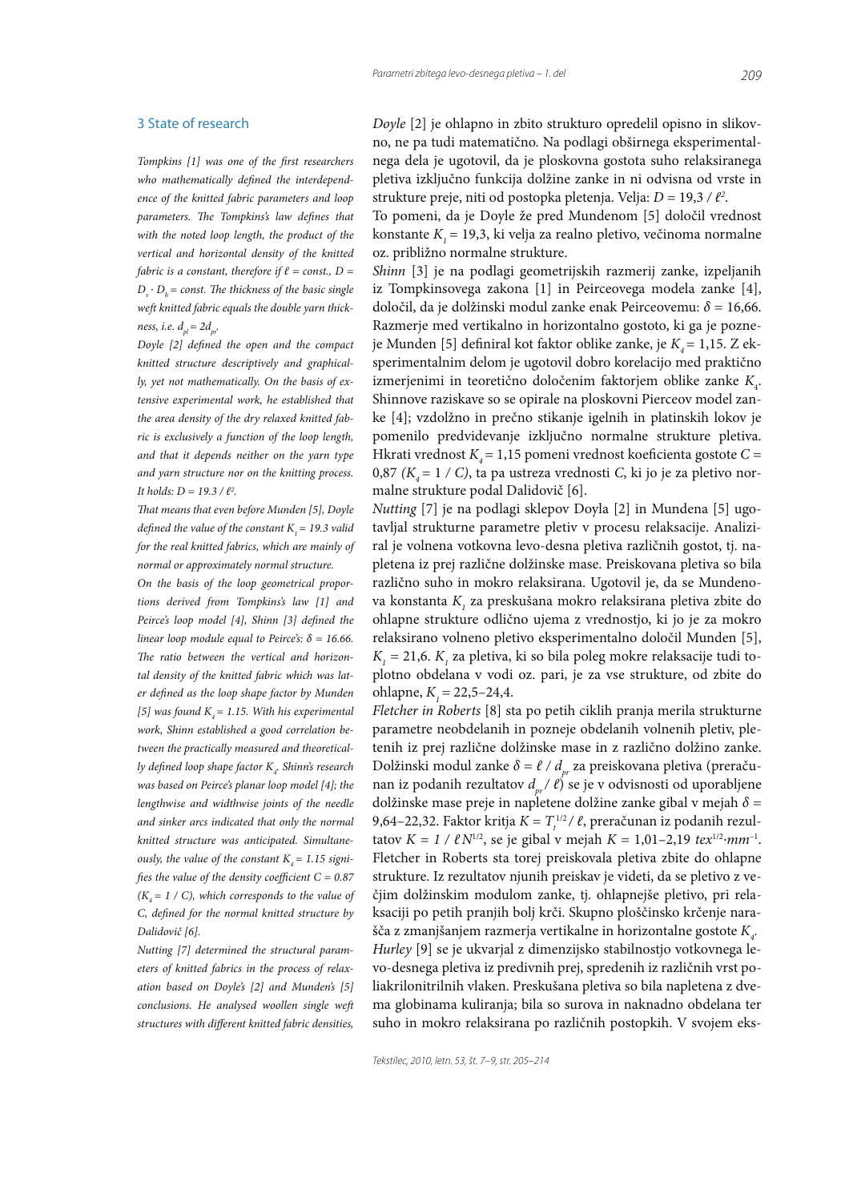## 3 State of research

*Tompkins [1] was one of the first researchers who mathematically defined the interdependence of the knitted fabric parameters and loop parameters. The Tompkins's law defines that with the noted loop length, the product of the vertical and horizontal density of the knitted fabric is a constant, therefore if $\ell$ = const., $D = D_v \cdot D_h$ = const. The thickness of the basic single weft knitted fabric equals the double yarn thickness, i.e. $d_{pl} = 2d_{pr}$.*

*Doyle [2] defined the open and the compact knitted structure descriptively and graphically, yet not mathematically. On the basis of extensive experimental work, he established that the area density of the dry relaxed knitted fabric is exclusively a function of the loop length, and that it depends neither on the yarn type and yarn structure nor on the knitting process. It holds: $D = 19.3 / \ell^2$.*

*That means that even before Munden [5], Doyle defined the value of the constant $K_1 = 19.3$ valid for the real knitted fabrics, which are mainly of normal or approximately normal structure.*

*On the basis of the loop geometrical proportions derived from Tompkins's law [1] and Peirce's loop model [4], Shinn [3] defined the linear loop module equal to Peirce's: $\delta = 16.66$. The ratio between the vertical and horizontal density of the knitted fabric which was later defined as the loop shape factor by Munden [5] was found $K_4 = 1.15$. With his experimental work, Shinn established a good correlation between the practically measured and theoretically defined loop shape factor $K_4$. Shinn's research was based on Peirce's planar loop model [4]; the lengthwise and widthwise joints of the needle and sinker arcs indicated that only the normal knitted structure was anticipated. Simultaneously, the value of the constant $K_4 = 1.15$ signifies the value of the density coefficient $C = 0.87$ ($K_4 = 1 / C$), which corresponds to the value of C, defined for the normal knitted structure by Dalidovič [6].*

*Nutting [7] determined the structural parameters of knitted fabrics in the process of relaxation based on Doyle's [2] and Munden's [5] conclusions. He analysed woollen single weft structures with different knitted fabric densities,*

*Doyle* [2] je ohlapno in zbito strukturo opredelil opisno in slikovno, ne pa tudi matematično. Na podlagi obširnega eksperimentalnega dela je ugotovil, da je ploskovna gostota suho relaksiranega pletiva izključno funkcija dolžine zanke in ni odvisna od vrste in strukture preje, niti od postopka pletenja. Velja: $D = 19{,}3 / \ell^2$.

To pomeni, da je Doyle že pred Mundenom [5] določil vrednost konstante $K_1 = 19{,}3$, ki velja za realno pletivo, večinoma normalne oz. približno normalne strukture.

*Shinn* [3] je na podlagi geometrijskih razmerij zanke, izpeljanih iz Tompkinsovega zakona [1] in Peirceovega modela zanke [4], določil, da je dolžinski modul zanke enak Peirceovemu: $\delta = 16{,}66$. Razmerje med vertikalno in horizontalno gostoto, ki ga je pozneje Munden [5] definiral kot faktor oblike zanke, je $K_4 = 1{,}15$. Z eksperimentalnim delom je ugotovil dobro korelacijo med praktično izmerjenimi in teoretično določenim faktorjem oblike zanke $K_4$. Shinnove raziskave so se opirale na ploskovni Pierceov model zanke [4]; vzdolžno in prečno stikanje igelnih in platinskih lokov je pomenilo predvidevanje izključno normalne strukture pletiva. Hkrati vrednost $K_4 = 1{,}15$ pomeni vrednost koeficienta gostote $C = 0{,}87$ *($K_4 = 1 / C$)*, ta pa ustreza vrednosti *C*, ki jo je za pletivo normalne strukture podal Dalidovič [6].

*Nutting* [7] je na podlagi sklepov Doyla [2] in Mundena [5] ugotavljal strukturne parametre pletiv v procesu relaksacije. Analiziral je volnena votkovna levo-desna pletiva različnih gostot, tj. napletena iz prej različne dolžinske mase. Preiskovana pletiva so bila različno suho in mokro relaksirana. Ugotovil je, da se Mundenova konstanta $K_1$ za preskušana mokro relaksirana pletiva zbite do ohlapne strukture odlično ujema z vrednostjo, ki jo je za mokro relaksirano volneno pletivo eksperimentalno določil Munden [5], $K_1 = 21{,}6$. $K_1$ za pletiva, ki so bila poleg mokre relaksacije tudi toplotno obdelana v vodi oz. pari, je za vse strukture, od zbite do ohlapne, $K_1 = 22{,}5–24{,}4$.

*Fletcher in Roberts* [8] sta po petih ciklih pranja merila strukturne parametre neobdelanih in pozneje obdelanih volnenih pletiv, pletenih iz prej različne dolžinske mase in z različno dolžino zanke. Dolžinski modul zanke $\delta = \ell / d_{pr}$ za preiskovana pletiva (preračunan iz podanih rezultatov $d_{pr} / \ell$) se je v odvisnosti od uporabljene dolžinske mase preje in napletene dolžine zanke gibal v mejah $\delta = 9{,}64–22{,}32$. Faktor kritja $K = T_t^{1/2} / \ell$, preračunan iz podanih rezultatov $K = 1 / \ell N^{1/2}$, se je gibal v mejah $K = 1{,}01–2{,}19$ $tex^{1/2} \cdot mm^{-1}$. Fletcher in Roberts sta torej preiskovala pletiva zbite do ohlapne strukture. Iz rezultatov njunih preiskav je videti, da se pletivo z večjim dolžinskim modulom zanke, tj. ohlapnejše pletivo, pri relaksaciji po petih pranjih bolj krči. Skupno ploščinsko krčenje narašča z zmanjšanjem razmerja vertikalne in horizontalne gostote $K_4$.

*Hurley* [9] se je ukvarjal z dimenzijsko stabilnostjo votkovnega levo-desnega pletiva iz predivnih prej, spredenih iz različnih vrst poliakrilonitrilnih vlaken. Preskušana pletiva so bila napletena z dvema globinama kuliranja; bila so surova in naknadno obdelana ter suho in mokro relaksirana po različnih postopkih. V svojem eks-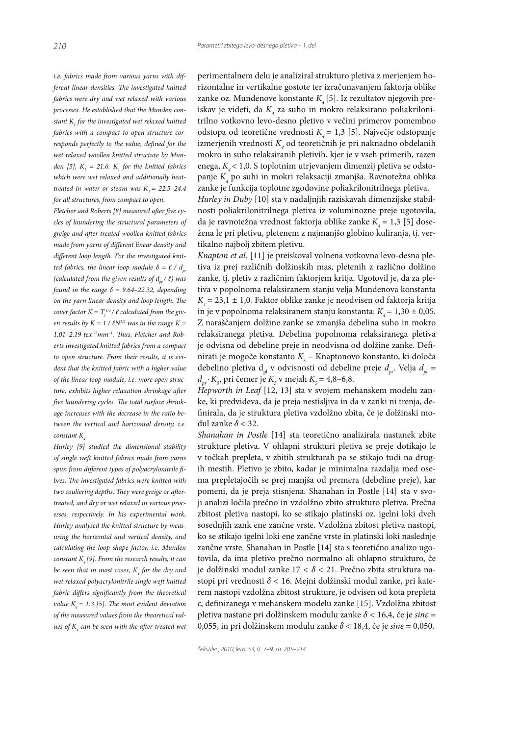*i.e. fabrics made from various yarns with different linear densities. The investigated knitted fabrics were dry and wet relaxed with various processes. He established that the Munden constant $K_1$ for the investigated wet relaxed knitted fabrics with a compact to open structure corresponds perfectly to the value, defined for the wet relaxed woollen knitted structure by Munden [5], $K_1 = 21.6$. $K_1$ for the knitted fabrics which were wet relaxed and additionally heat-treated in water or steam was $K_1 = 22.5–24.4$ for all structures, from compact to open.*

*Fletcher and Roberts [8] measured after five cycles of laundering the structural parameters of greige and after-treated woollen knitted fabrics made from yarns of different linear density and different loop length. For the investigated knitted fabrics, the linear loop module $\delta = \ell / d_{pr}$ (calculated from the given results of $d_{pr} / \ell$) was found in the range $\delta = 9.64–22.32$, depending on the yarn linear density and loop length. The cover factor $K = T_t^{1/2} / \ell$ calculated from the given results by $K = 1 / \ell N^{1/2}$ was in the range $K = 1.01–2.19$ tex$^{1/2}$mm$^{-1}$. Thus, Fletcher and Roberts investigated knitted fabrics from a compact to open structure. From their results, it is evident that the knitted fabric with a higher value of the linear loop module, i.e. more open structure, exhibits higher relaxation shrinkage after five laundering cycles. The total surface shrinkage increases with the decrease in the ratio between the vertical and horizontal density, i.e. constant $K_4$.*

*Hurley [9] studied the dimensional stability of single weft knitted fabrics made from yarns spun from different types of polyacrylonitrile fibres. The investigated fabrics were knitted with two couliering depths. They were greige or after-treated, and dry or wet relaxed in various processes, respectively. In his experimental work, Hurley analysed the knitted structure by measuring the horizontal and vertical density, and calculating the loop shape factor, i.e. Munden constant $K_4$ [9]. From the research results, it can be seen that in most cases, $K_4$ for the dry and wet relaxed polyacrylonitrile single weft knitted fabric differs significantly from the theoretical value $K_4 = 1.3$ [5]. The most evident deviation of the measured values from the theoretical values of $K_4$ can be seen with the after-treated wet*

perimentalnem delu je analiziral strukturo pletiva z merjenjem horizontalne in vertikalne gostote ter izračunavanjem faktorja oblike zanke oz. Mundenove konstante $K_4$ [5]. Iz rezultatov njegovih preiskav je videti, da $K_4$ za suho in mokro relaksirano poliakrilonitrilno votkovno levo-desno pletivo v večini primerov pomembno odstopa od teoretične vrednosti $K_4 = 1,3$ [5]. Največje odstopanje izmerjenih vrednosti $K_4$ od teoretičnih je pri naknadno obdelanih mokro in suho relaksiranih pletivih, kjer je v vseh primerih, razen enega, $K_4 < 1,0$. S toplotnim utrjevanjem dimenzij pletiva se odstopanje $K_4$ po suhi in mokri relaksaciji zmanjša. Ravnotežna oblika zanke je funkcija toplotne zgodovine poliakrilonitrilnega pletiva.

*Hurley in Duby* [10] sta v nadaljnjih raziskavah dimenzijske stabilnosti poliakrilonitrilnega pletiva iz voluminozne preje ugotovila, da je ravnotežna vrednost faktorja oblike zanke $K_4 = 1,3$ [5] dosežena le pri pletivu, pletenem z najmanjšo globino kuliranja, tj. vertikalno najbolj zbitem pletivu.

*Knapton et al.* [11] je preiskoval volnena votkovna levo-desna pletiva iz prej različnih dolžinskih mas, pletenih z različno dolžino zanke, tj. pletiv z različnim faktorjem kritja. Ugotovil je, da za pletiva v popolnoma relaksiranem stanju velja Mundenova konstanta $K_1 = 23,1 \pm 1,0$. Faktor oblike zanke je neodvisen od faktorja kritja in je v popolnoma relaksiranem stanju konstanta: $K_4 = 1,30 \pm 0,05$. Z naraščanjem dolžine zanke se zmanjša debelina suho in mokro relaksiranega pletiva. Debelina popolnoma relaksiranega pletiva je odvisna od debeline preje in neodvisna od dolžine zanke. Definirati je mogoče konstanto $K_5$ – Knaptonovo konstanto, ki določa debelino pletiva $d_{pl}$ v odvisnosti od debeline preje $d_{pr}$. Velja $d_{pl} = d_{pr} \cdot K_5$, pri čemer je $K_5$ v mejah $K_5 = 4,8–6,8$.

*Hepworth in Leaf* [12, 13] sta v svojem mehanskem modelu zanke, ki predvideva, da je preja nestisljiva in da v zanki ni trenja, definirala, da je struktura pletiva vzdolžno zbita, če je dolžinski modul zanke $\delta < 32$.

*Shanahan in Postle* [14] sta teoretično analizirala nastanek zbite strukture pletiva. V ohlapni strukturi pletiva se preje dotikajo le v točkah prepleta, v zbitih strukturah pa se stikajo tudi na drugih mestih. Pletivo je zbito, kadar je minimalna razdalja med osema prepletajočih se prej manjša od premera (debeline preje), kar pomeni, da je preja stisnjena. Shanahan in Postle [14] sta v svoji analizi ločila prečno in vzdolžno zbito strukturo pletiva. Prečna zbitost pletiva nastopi, ko se stikajo platinski oz. igelni loki dveh sosednjih zank ene zančne vrste. Vzdolžna zbitost pletiva nastopi, ko se stikajo igelni loki ene zančne vrste in platinski loki naslednje zančne vrste. Shanahan in Postle [14] sta s teoretično analizo ugotovila, da ima pletivo prečno normalno ali ohlapno strukturo, če je dolžinski modul zanke $17 < \delta < 21$. Prečno zbita struktura nastopi pri vrednosti $\delta < 16$. Mejni dolžinski modul zanke, pri katerem nastopi vzdolžna zbitost strukture, je odvisen od kota prepleta $\varepsilon$, definiranega v mehanskem modelu zanke [15]. Vzdolžna zbitost pletiva nastane pri dolžinskem modulu zanke $\delta < 16,4$, če je $\sin\varepsilon = 0,055$, in pri dolžinskem modulu zanke $\delta < 18,4$, če je $\sin\varepsilon = 0,050$.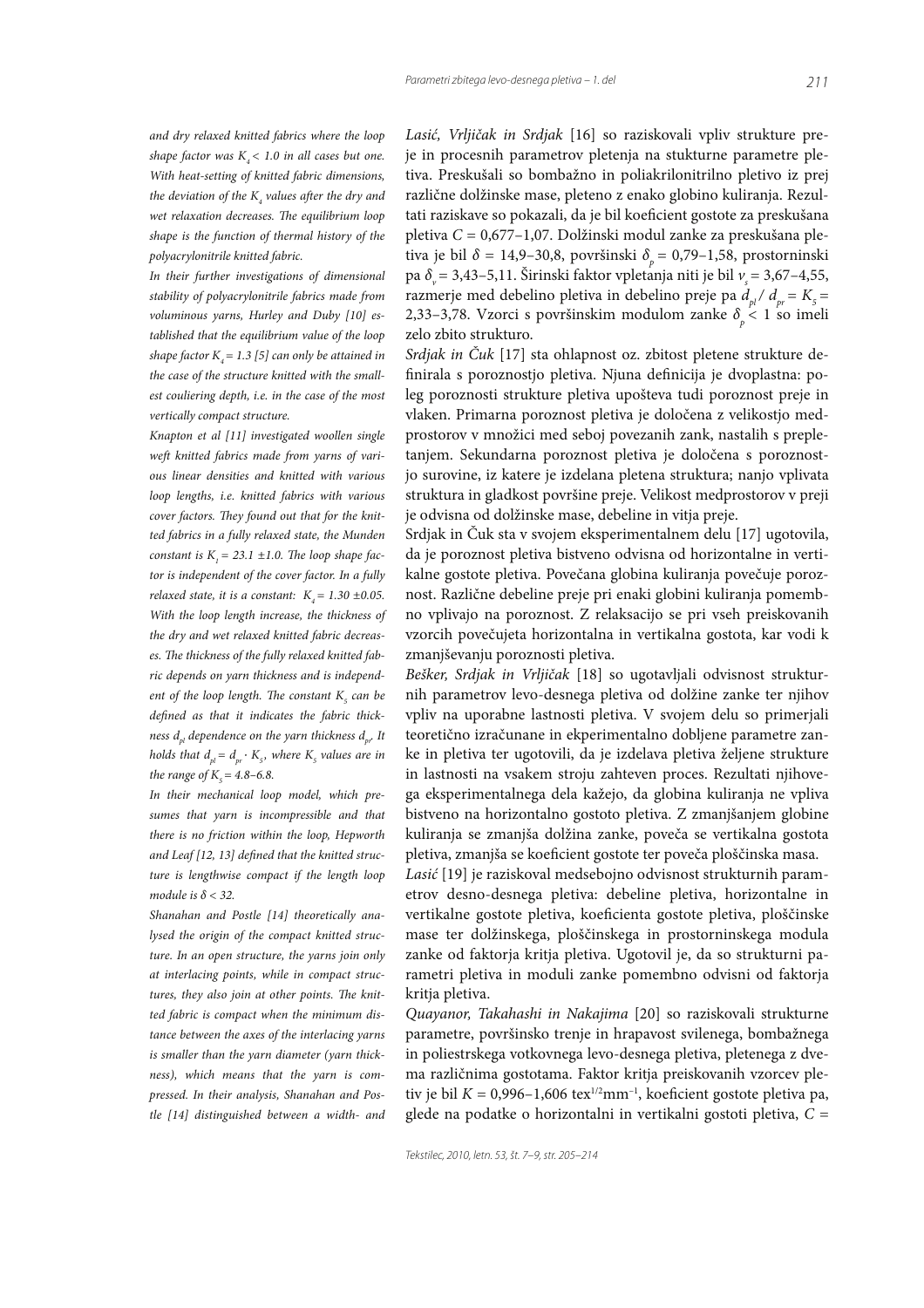*and dry relaxed knitted fabrics where the loop shape factor was $K_4 < 1.0$ in all cases but one. With heat-setting of knitted fabric dimensions, the deviation of the $K_4$ values after the dry and wet relaxation decreases. The equilibrium loop shape is the function of thermal history of the polyacrylonitrile knitted fabric.*

*In their further investigations of dimensional stability of polyacrylonitrile fabrics made from voluminous yarns, Hurley and Duby [10] established that the equilibrium value of the loop shape factor $K_4 = 1.3$ [5] can only be attained in the case of the structure knitted with the smallest couliering depth, i.e. in the case of the most vertically compact structure.*

*Knapton et al [11] investigated woollen single weft knitted fabrics made from yarns of various linear densities and knitted with various loop lengths, i.e. knitted fabrics with various cover factors. They found out that for the knitted fabrics in a fully relaxed state, the Munden constant is $K_1 = 23.1 \pm 1.0$. The loop shape factor is independent of the cover factor. In a fully relaxed state, it is a constant: $K_4 = 1.30 \pm 0.05$. With the loop length increase, the thickness of the dry and wet relaxed knitted fabric decreases. The thickness of the fully relaxed knitted fabric depends on yarn thickness and is independent of the loop length. The constant $K_5$ can be defined as that it indicates the fabric thickness $d_{pl}$ dependence on the yarn thickness $d_{pr}$. It holds that $d_{pl} = d_{pr} \cdot K_5$, where $K_5$ values are in the range of $K_5 = 4.8–6.8$.*

*In their mechanical loop model, which presumes that yarn is incompressible and that there is no friction within the loop, Hepworth and Leaf [12, 13] defined that the knitted structure is lengthwise compact if the length loop module is $\delta < 32$.*

*Shanahan and Postle [14] theoretically analysed the origin of the compact knitted structure. In an open structure, the yarns join only at interlacing points, while in compact structures, they also join at other points. The knitted fabric is compact when the minimum distance between the axes of the interlacing yarns is smaller than the yarn diameter (yarn thickness), which means that the yarn is compressed. In their analysis, Shanahan and Postle [14] distinguished between a width- and*

*Lasić, Vrljičak in Srdjak* [16] so raziskovali vpliv strukture preje in procesnih parametrov pletenja na stukturne parametre pletiva. Preskušali so bombažno in poliakrilonitrilno pletivo iz prej različne dolžinske mase, pleteno z enako globino kuliranja. Rezultati raziskave so pokazali, da je bil koeficient gostote za preskušana pletiva $C = 0,677–1,07$. Dolžinski modul zanke za preskušana pletiva je bil $\delta = 14,9–30,8$, površinski $\delta_p = 0,79–1,58$, prostorninski pa $\delta_v = 3,43–5,11$. Širinski faktor vpletanja niti je bil $\nu_s = 3,67–4,55$, razmerje med debelino pletiva in debelino preje pa $d_{pl} / d_{pr} = K_5 = 2,33–3,78$. Vzorci s površinskim modulom zanke $\delta_p < 1$ so imeli zelo zbito strukturo.

*Srdjak in Čuk* [17] sta ohlapnost oz. zbitost pletene strukture definirala s poroznostjo pletiva. Njuna definicija je dvoplastna: poleg poroznosti strukture pletiva upošteva tudi poroznost preje in vlaken. Primarna poroznost pletiva je določena z velikostjo medprostorov v množici med seboj povezanih zank, nastalih s prepletanjem. Sekundarna poroznost pletiva je določena s poroznostjo surovine, iz katere je izdelana pletena struktura; nanjo vplivata struktura in gladkost površine preje. Velikost medprostorov v preji je odvisna od dolžinske mase, debeline in vitja preje.

Srdjak in Čuk sta v svojem eksperimentalnem delu [17] ugotovila, da je poroznost pletiva bistveno odvisna od horizontalne in vertikalne gostote pletiva. Povečana globina kuliranja povečuje poroznost. Različne debeline preje pri enaki globini kuliranja pomembno vplivajo na poroznost. Z relaksacijo se pri vseh preiskovanih vzorcih povečujeta horizontalna in vertikalna gostota, kar vodi k zmanjševanju poroznosti pletiva.

*Bešker, Srdjak in Vrljičak* [18] so ugotavljali odvisnost strukturnih parametrov levo-desnega pletiva od dolžine zanke ter njihov vpliv na uporabne lastnosti pletiva. V svojem delu so primerjali teoretično izračunane in ekperimentalno dobljene parametre zanke in pletiva ter ugotovili, da je izdelava pletiva željene strukture in lastnosti na vsakem stroju zahteven proces. Rezultati njihovega eksperimentalnega dela kažejo, da globina kuliranja ne vpliva bistveno na horizontalno gostoto pletiva. Z zmanjšanjem globine kuliranja se zmanjša dolžina zanke, poveča se vertikalna gostota pletiva, zmanjša se koeficient gostote ter poveča ploščinska masa.

*Lasić* [19] je raziskoval medsebojno odvisnost strukturnih parametrov desno-desnega pletiva: debeline pletiva, horizontalne in vertikalne gostote pletiva, koeficienta gostote pletiva, ploščinske mase ter dolžinskega, ploščinskega in prostorninskega modula zanke od faktorja kritja pletiva. Ugotovil je, da so strukturni parametri pletiva in moduli zanke pomembno odvisni od faktorja kritja pletiva.

*Quayanor, Takahashi in Nakajima* [20] so raziskovali strukturne parametre, površinsko trenje in hrapavost svilenega, bombažnega in poliestrskega votkovnega levo-desnega pletiva, pletenega z dvema različnima gostotama. Faktor kritja preiskovanih vzorcev pletiv je bil $K = 0,996–1,606$ tex$^{1/2}$mm$^{-1}$, koeficient gostote pletiva pa, glede na podatke o horizontalni in vertikalni gostoti pletiva, $C =$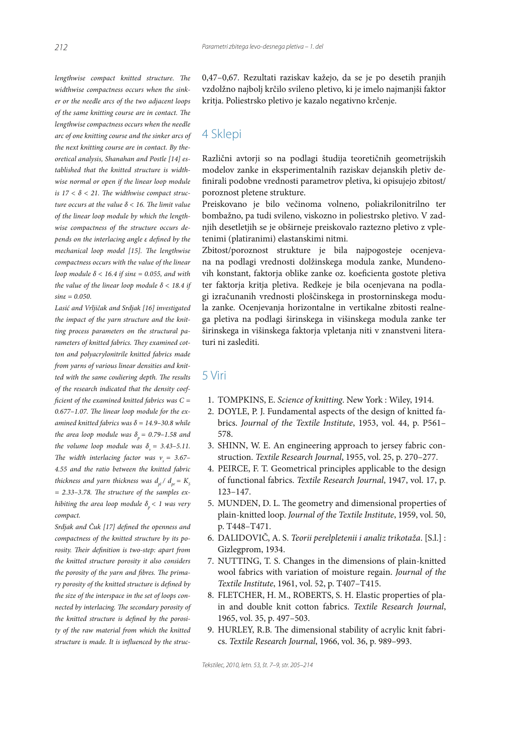*lengthwise compact knitted structure. The widthwise compactness occurs when the sinker or the needle arcs of the two adjacent loops of the same knitting course are in contact. The lengthwise compactness occurs when the needle arc of one knitting course and the sinker arcs of the next knitting course are in contact. By theoretical analysis, Shanahan and Postle [14] established that the knitted structure is widthwise normal or open if the linear loop module is $17 < \delta < 21$. The widthwise compact structure occurs at the value $\delta < 16$. The limit value of the linear loop module by which the lengthwise compactness of the structure occurs depends on the interlacing angle ε defined by the mechanical loop model [15]. The lengthwise compactness occurs with the value of the linear loop module $\delta < 16.4$ if $\sin\varepsilon = 0.055$, and with the value of the linear loop module $\delta < 18.4$ if $\sin\varepsilon = 0.050$.*

*Lasić and Vrljičak and Srdjak [16] investigated the impact of the yarn structure and the knitting process parameters on the structural parameters of knitted fabrics. They examined cotton and polyacrylonitrile knitted fabrics made from yarns of various linear densities and knitted with the same couliering depth. The results of the research indicated that the density coefficient of the examined knitted fabrics was $C = 0.677–1.07$. The linear loop module for the examined knitted fabrics was $\delta = 14.9–30.8$ while the area loop module was $\delta_p = 0.79–1.58$ and the volume loop module was $\delta_v = 3.43–5.11$. The width interlacing factor was $v_s = 3.67–4.55$ and the ratio between the knitted fabric thickness and yarn thickness was $d_{pl} / d_{pr} = K_s = 2.33–3.78$. The structure of the samples exhibiting the area loop module $\delta_p < 1$ was very compact.*

*Srdjak and Čuk [17] defined the openness and compactness of the knitted structure by its porosity. Their definition is two-step: apart from the knitted structure porosity it also considers the porosity of the yarn and fibres. The primary porosity of the knitted structure is defined by the size of the interspace in the set of loops connected by interlacing. The secondary porosity of the knitted structure is defined by the porosity of the raw material from which the knitted structure is made. It is influenced by the struc-*

0,47–0,67. Rezultati raziskav kažejo, da se je po desetih pranjih vzdolžno najbolj krčilo svileno pletivo, ki je imelo najmanjši faktor kritja. Poliestrsko pletivo je kazalo negativno krčenje.

## 4 Sklepi

Različni avtorji so na podlagi študija teoretičnih geometrijskih modelov zanke in eksperimentalnih raziskav dejanskih pletiv definirali podobne vrednosti parametrov pletiva, ki opisujejo zbitost/poroznost pletene strukture.

Preiskovano je bilo večinoma volneno, poliakrilonitrilno ter bombažno, pa tudi svileno, viskozno in poliestrsko pletivo. V zadnjih desetletjih se je obširneje preiskovalo raztezno pletivo z vpletenimi (platiranimi) elastanskimi nitmi.

Zbitost/poroznost strukture je bila najpogosteje ocenjevana na podlagi vrednosti dolžinskega modula zanke, Mundenovih konstant, faktorja oblike zanke oz. koeficienta gostote pletiva ter faktorja kritja pletiva. Redkeje je bila ocenjevana na podlagi izračunanih vrednosti ploščinskega in prostorninskega modula zanke. Ocenjevanja horizontalne in vertikalne zbitosti realnega pletiva na podlagi širinskega in višinskega modula zanke ter širinskega in višinskega faktorja vpletanja niti v znanstveni literaturi ni zaslediti.

## 5 Viri

1. TOMPKINS, E. *Science of knitting*. New York : Wiley, 1914.
2. DOYLE, P. J. Fundamental aspects of the design of knitted fabrics. *Journal of the Textile Institute*, 1953, vol. 44, p. P561–578.
3. SHINN, W. E. An engineering approach to jersey fabric construction. *Textile Research Journal*, 1955, vol. 25, p. 270–277.
4. PEIRCE, F. T. Geometrical principles applicable to the design of functional fabrics. *Textile Research Journal*, 1947, vol. 17, p. 123–147.
5. MUNDEN, D. L. The geometry and dimensional properties of plain-knitted loop. *Journal of the Textile Institute*, 1959, vol. 50, p. T448–T471.
6. DALIDOVIČ, A. S. *Teorii perelpletenii i analiz trikotaža*. [S.l.] : Gizlegprom, 1934.
7. NUTTING, T. S. Changes in the dimensions of plain-knitted wool fabrics with variation of moisture regain. *Journal of the Textile Institute*, 1961, vol. 52, p. T407–T415.
8. FLETCHER, H. M., ROBERTS, S. H. Elastic properties of plain and double knit cotton fabrics. *Textile Research Journal*, 1965, vol. 35, p. 497–503.
9. HURLEY, R.B. The dimensional stability of acrylic knit fabrics. *Textile Research Journal*, 1966, vol. 36, p. 989–993.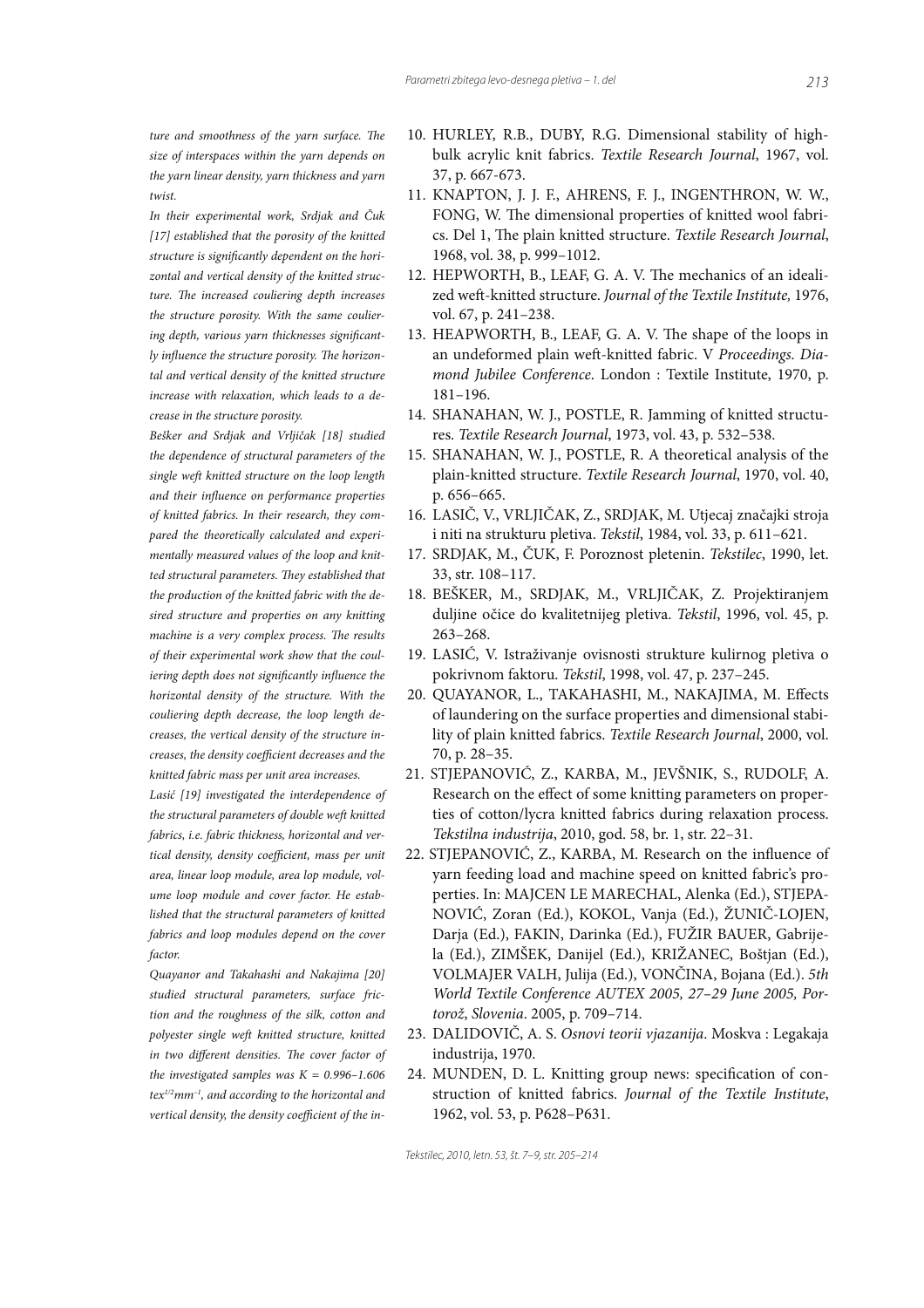*ture and smoothness of the yarn surface. The size of interspaces within the yarn depends on the yarn linear density, yarn thickness and yarn twist.*

*In their experimental work, Srdjak and Čuk [17] established that the porosity of the knitted structure is significantly dependent on the horizontal and vertical density of the knitted structure. The increased couliering depth increases the structure porosity. With the same couliering depth, various yarn thicknesses significantly influence the structure porosity. The horizontal and vertical density of the knitted structure increase with relaxation, which leads to a decrease in the structure porosity.*

*Bešker and Srdjak and Vrljičak [18] studied the dependence of structural parameters of the single weft knitted structure on the loop length and their influence on performance properties of knitted fabrics. In their research, they compared the theoretically calculated and experimentally measured values of the loop and knitted structural parameters. They established that the production of the knitted fabric with the desired structure and properties on any knitting machine is a very complex process. The results of their experimental work show that the couliering depth does not significantly influence the horizontal density of the structure. With the couliering depth decrease, the loop length decreases, the vertical density of the structure increases, the density coefficient decreases and the knitted fabric mass per unit area increases.*

*Lasić [19] investigated the interdependence of the structural parameters of double weft knitted fabrics, i.e. fabric thickness, horizontal and vertical density, density coefficient, mass per unit area, linear loop module, area lop module, volume loop module and cover factor. He established that the structural parameters of knitted fabrics and loop modules depend on the cover factor.*

*Quayanor and Takahashi and Nakajima [20] studied structural parameters, surface friction and the roughness of the silk, cotton and polyester single weft knitted structure, knitted in two different densities. The cover factor of the investigated samples was $K = 0.996–1.606$ $tex^{1/2}mm^{-1}$, and according to the horizontal and vertical density, the density coefficient of the in-*

10. HURLEY, R.B., DUBY, R.G. Dimensional stability of high-bulk acrylic knit fabrics. *Textile Research Journal*, 1967, vol. 37, p. 667-673.
11. KNAPTON, J. J. F., AHRENS, F. J., INGENTHRON, W. W., FONG, W. The dimensional properties of knitted wool fabrics. Del 1, The plain knitted structure. *Textile Research Journal*, 1968, vol. 38, p. 999–1012.
12. HEPWORTH, B., LEAF, G. A. V. The mechanics of an idealized weft-knitted structure. *Journal of the Textile Institute,* 1976, vol. 67, p. 241–238.
13. HEAPWORTH, B., LEAF, G. A. V. The shape of the loops in an undeformed plain weft-knitted fabric. V *Proceedings. Diamond Jubilee Conference*. London : Textile Institute, 1970, p. 181–196.
14. SHANAHAN, W. J., POSTLE, R. Jamming of knitted structures. *Textile Research Journal*, 1973, vol. 43, p. 532–538.
15. SHANAHAN, W. J., POSTLE, R. A theoretical analysis of the plain-knitted structure. *Textile Research Journal*, 1970, vol. 40, p. 656–665.
16. LASIČ, V., VRLJIČAK, Z., SRDJAK, M. Utjecaj značajki stroja i niti na strukturu pletiva. *Tekstil*, 1984, vol. 33, p. 611–621.
17. SRDJAK, M., ČUK, F. Poroznost pletenin. *Tekstilec*, 1990, let. 33, str. 108–117.
18. BEŠKER, M., SRDJAK, M., VRLJIČAK, Z. Projektiranjem duljine očice do kvalitetnijeg pletiva. *Tekstil*, 1996, vol. 45, p. 263–268.
19. LASIĆ, V. Istraživanje ovisnosti strukture kulirnog pletiva o pokrivnom faktoru. *Tekstil*, 1998, vol. 47, p. 237–245.
20. QUAYANOR, L., TAKAHASHI, M., NAKAJIMA, M. Effects of laundering on the surface properties and dimensional stability of plain knitted fabrics. *Textile Research Journal*, 2000, vol. 70, p. 28–35.
21. STJEPANOVIĆ, Z., KARBA, M., JEVŠNIK, S., RUDOLF, A. Research on the effect of some knitting parameters on properties of cotton/lycra knitted fabrics during relaxation process. *Tekstilna industrija*, 2010, god. 58, br. 1, str. 22–31.
22. STJEPANOVIĆ, Z., KARBA, M. Research on the influence of yarn feeding load and machine speed on knitted fabric's properties. In: MAJCEN LE MARECHAL, Alenka (Ed.), STJEPANOVIĆ, Zoran (Ed.), KOKOL, Vanja (Ed.), ŽUNIČ-LOJEN, Darja (Ed.), FAKIN, Darinka (Ed.), FUŽIR BAUER, Gabrijela (Ed.), ZIMŠEK, Danijel (Ed.), KRIŽANEC, Boštjan (Ed.), VOLMAJER VALH, Julija (Ed.), VONČINA, Bojana (Ed.). *5th World Textile Conference AUTEX 2005, 27–29 June 2005, Portorož, Slovenia*. 2005, p. 709–714.
23. DALIDOVIČ, A. S. *Osnovi teorii vjazanija*. Moskva : Legakaja industrija, 1970.
24. MUNDEN, D. L. Knitting group news: specification of construction of knitted fabrics. *Journal of the Textile Institute*, 1962, vol. 53, p. P628–P631.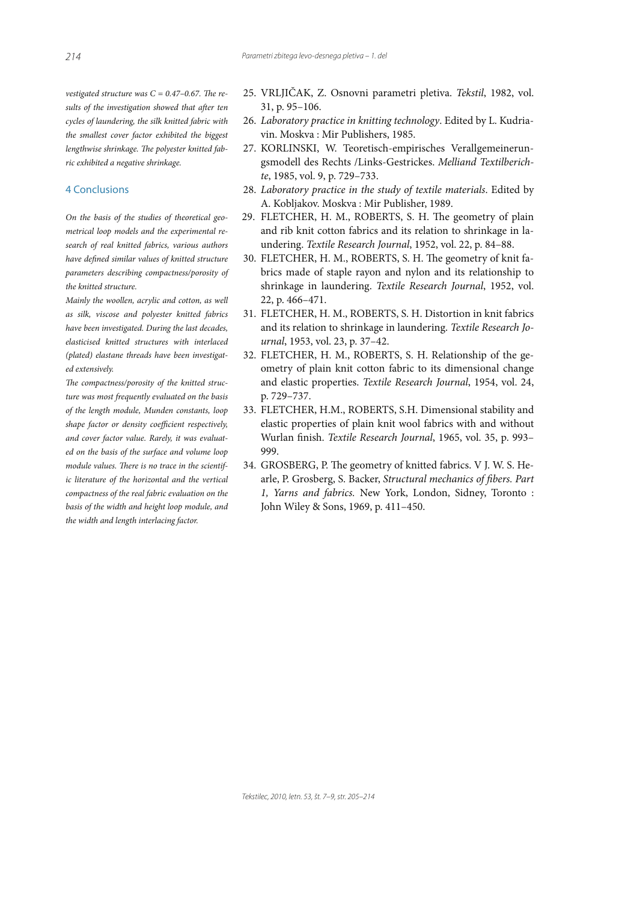*vestigated structure was C = 0.47–0.67. The results of the investigation showed that after ten cycles of laundering, the silk knitted fabric with the smallest cover factor exhibited the biggest lengthwise shrinkage. The polyester knitted fabric exhibited a negative shrinkage.*

## 4 Conclusions

*On the basis of the studies of theoretical geometrical loop models and the experimental research of real knitted fabrics, various authors have defined similar values of knitted structure parameters describing compactness/porosity of the knitted structure.*

*Mainly the woollen, acrylic and cotton, as well as silk, viscose and polyester knitted fabrics have been investigated. During the last decades, elasticised knitted structures with interlaced (plated) elastane threads have been investigated extensively.*

*The compactness/porosity of the knitted structure was most frequently evaluated on the basis of the length module, Munden constants, loop shape factor or density coefficient respectively, and cover factor value. Rarely, it was evaluated on the basis of the surface and volume loop module values. There is no trace in the scientific literature of the horizontal and the vertical compactness of the real fabric evaluation on the basis of the width and height loop module, and the width and length interlacing factor.*

25. VRLJIČAK, Z. Osnovni parametri pletiva. *Tekstil*, 1982, vol. 31, p. 95–106.
26. *Laboratory practice in knitting technology*. Edited by L. Kudriavin. Moskva : Mir Publishers, 1985.
27. KORLINSKI, W. Teoretisch-empirisches Verallgemeinerungsmodell des Rechts /Links-Gestrickes. *Melliand Textilberichte*, 1985, vol. 9, p. 729–733.
28. *Laboratory practice in the study of textile materials*. Edited by A. Kobljakov. Moskva : Mir Publisher, 1989.
29. FLETCHER, H. M., ROBERTS, S. H. The geometry of plain and rib knit cotton fabrics and its relation to shrinkage in laundering. *Textile Research Journal*, 1952, vol. 22, p. 84–88.
30. FLETCHER, H. M., ROBERTS, S. H. The geometry of knit fabrics made of staple rayon and nylon and its relationship to shrinkage in laundering. *Textile Research Journal*, 1952, vol. 22, p. 466–471.
31. FLETCHER, H. M., ROBERTS, S. H. Distortion in knit fabrics and its relation to shrinkage in laundering. *Textile Research Journal*, 1953, vol. 23, p. 37–42.
32. FLETCHER, H. M., ROBERTS, S. H. Relationship of the geometry of plain knit cotton fabric to its dimensional change and elastic properties. *Textile Research Journal*, 1954, vol. 24, p. 729–737.
33. FLETCHER, H.M., ROBERTS, S.H. Dimensional stability and elastic properties of plain knit wool fabrics with and without Wurlan finish. *Textile Research Journal*, 1965, vol. 35, p. 993–999.
34. GROSBERG, P. The geometry of knitted fabrics. V J. W. S. Hearle, P. Grosberg, S. Backer, *Structural mechanics of fibers. Part 1, Yarns and fabrics.* New York, London, Sidney, Toronto : John Wiley & Sons, 1969, p. 411–450.